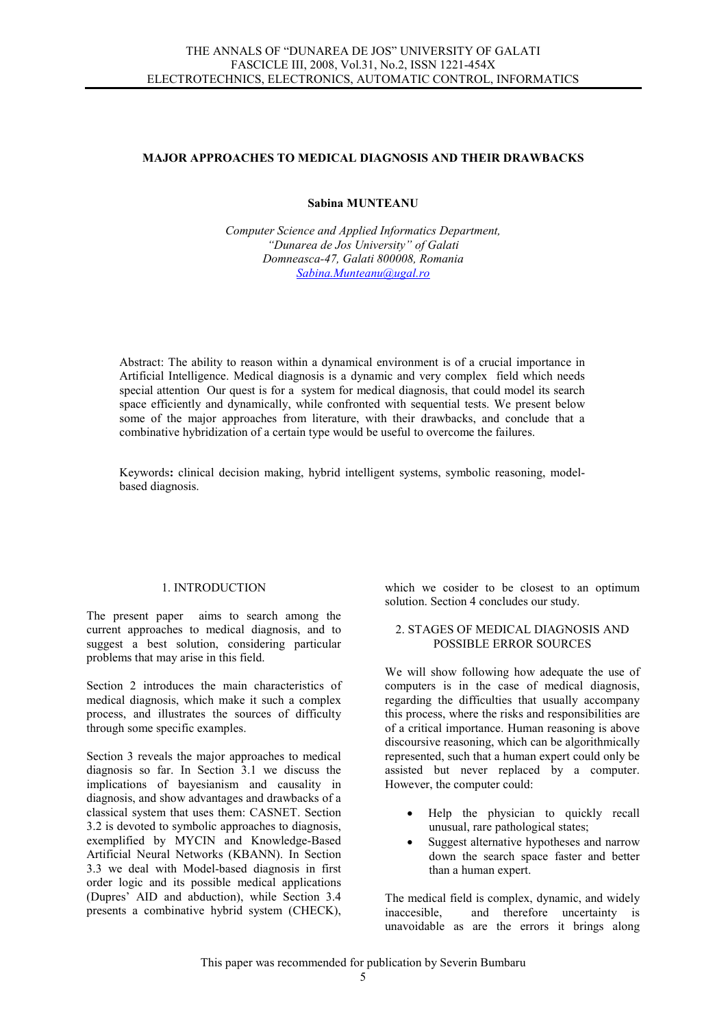# MAJOR APPROACHES TO MEDICAL DIAGNOSIS AND THEIR DRAWBACKS

**Sabina MUNTEANU**

*Computer Science and Applied Informatics Department,*
*"Dunarea de Jos University" of Galati*
*Domneasca-47, Galati 800008, Romania*
*Sabina.Munteanu@ugal.ro*

Abstract: The ability to reason within a dynamical environment is of a crucial importance in Artificial Intelligence. Medical diagnosis is a dynamic and very complex field which needs special attention Our quest is for a system for medical diagnosis, that could model its search space efficiently and dynamically, while confronted with sequential tests. We present below some of the major approaches from literature, with their drawbacks, and conclude that a combinative hybridization of a certain type would be useful to overcome the failures.

Keywords**:** clinical decision making, hybrid intelligent systems, symbolic reasoning, model-based diagnosis.

## 1. INTRODUCTION

The present paper aims to search among the current approaches to medical diagnosis, and to suggest a best solution, considering particular problems that may arise in this field.

Section 2 introduces the main characteristics of medical diagnosis, which make it such a complex process, and illustrates the sources of difficulty through some specific examples.

Section 3 reveals the major approaches to medical diagnosis so far. In Section 3.1 we discuss the implications of bayesianism and causality in diagnosis, and show advantages and drawbacks of a classical system that uses them: CASNET. Section 3.2 is devoted to symbolic approaches to diagnosis, exemplified by MYCIN and Knowledge-Based Artificial Neural Networks (KBANN). In Section 3.3 we deal with Model-based diagnosis in first order logic and its possible medical applications (Dupres' AID and abduction), while Section 3.4 presents a combinative hybrid system (CHECK), which we cosider to be closest to an optimum solution. Section 4 concludes our study.

## 2. STAGES OF MEDICAL DIAGNOSIS AND POSSIBLE ERROR SOURCES

We will show following how adequate the use of computers is in the case of medical diagnosis, regarding the difficulties that usually accompany this process, where the risks and responsibilities are of a critical importance. Human reasoning is above discoursive reasoning, which can be algorithmically represented, such that a human expert could only be assisted but never replaced by a computer. However, the computer could:

- Help the physician to quickly recall unusual, rare pathological states;
- Suggest alternative hypotheses and narrow down the search space faster and better than a human expert.

The medical field is complex, dynamic, and widely inaccesible, and therefore uncertainty is unavoidable as are the errors it brings along

This paper was recommended for publication by Severin Bumbaru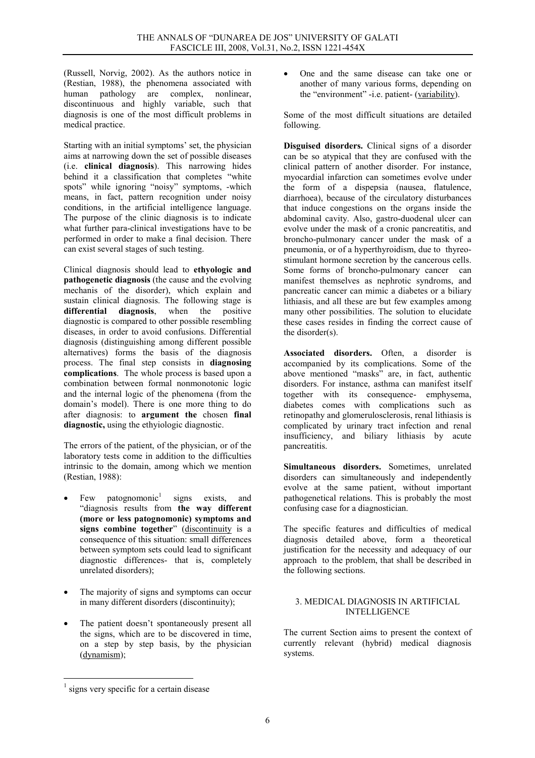(Russell, Norvig, 2002). As the authors notice in (Restian, 1988), the phenomena associated with human pathology are complex, nonlinear, discontinuous and highly variable, such that diagnosis is one of the most difficult problems in medical practice.

Starting with an initial symptoms' set, the physician aims at narrowing down the set of possible diseases (i.e. **clinical diagnosis**). This narrowing hides behind it a classification that completes "white spots" while ignoring "noisy" symptoms, -which means, in fact, pattern recognition under noisy conditions, in the artificial intelligence language. The purpose of the clinic diagnosis is to indicate what further para-clinical investigations have to be performed in order to make a final decision. There can exist several stages of such testing.

Clinical diagnosis should lead to **ethyologic and pathogenetic diagnosis** (the cause and the evolving mechanis of the disorder), which explain and sustain clinical diagnosis. The following stage is **differential diagnosis**, when the positive diagnostic is compared to other possible resembling diseases, in order to avoid confusions. Differential diagnosis (distinguishing among different possible alternatives) forms the basis of the diagnosis process. The final step consists in **diagnosing complications**. The whole process is based upon a combination between formal nonmonotonic logic and the internal logic of the phenomena (from the domain's model). There is one more thing to do after diagnosis: to **argument the** chosen **final diagnostic,** using the ethyiologic diagnostic.

The errors of the patient, of the physician, or of the laboratory tests come in addition to the difficulties intrinsic to the domain, among which we mention (Restian, 1988):

- Few patognomonic[1] signs exists, and "diagnosis results from **the way different (more or less patognomonic) symptoms and signs combine together**" (discontinuity is a consequence of this situation: small differences between symptom sets could lead to significant diagnostic differences- that is, completely unrelated disorders);
- The majority of signs and symptoms can occur in many different disorders (discontinuity);
- The patient doesn't spontaneously present all the signs, which are to be discovered in time, on a step by step basis, by the physician (dynamism);
- One and the same disease can take one or another of many various forms, depending on the "environment" -i.e. patient- (variability).

Some of the most difficult situations are detailed following.

**Disguised disorders.** Clinical signs of a disorder can be so atypical that they are confused with the clinical pattern of another disorder. For instance, myocardial infarction can sometimes evolve under the form of a dispepsia (nausea, flatulence, diarrhoea), because of the circulatory disturbances that induce congestions on the organs inside the abdominal cavity. Also, gastro-duodenal ulcer can evolve under the mask of a cronic pancreatitis, and broncho-pulmonary cancer under the mask of a pneumonia, or of a hyperthyroidism, due to thyreo-stimulant hormone secretion by the cancerous cells. Some forms of broncho-pulmonary cancer can manifest themselves as nephrotic syndroms, and pancreatic cancer can mimic a diabetes or a biliary lithiasis, and all these are but few examples among many other possibilities. The solution to elucidate these cases resides in finding the correct cause of the disorder(s).

**Associated disorders.** Often, a disorder is accompanied by its complications. Some of the above mentioned "masks" are, in fact, authentic disorders. For instance, asthma can manifest itself together with its consequence- emphysema, diabetes comes with complications such as retinopathy and glomerulosclerosis, renal lithiasis is complicated by urinary tract infection and renal insufficiency, and biliary lithiasis by acute pancreatitis.

**Simultaneous disorders.** Sometimes, unrelated disorders can simultaneously and independently evolve at the same patient, without important pathogenetical relations. This is probably the most confusing case for a diagnostician.

The specific features and difficulties of medical diagnosis detailed above, form a theoretical justification for the necessity and adequacy of our approach to the problem, that shall be described in the following sections.

## 3. MEDICAL DIAGNOSIS IN ARTIFICIAL INTELLIGENCE

The current Section aims to present the context of currently relevant (hybrid) medical diagnosis systems.

[1] signs very specific for a certain disease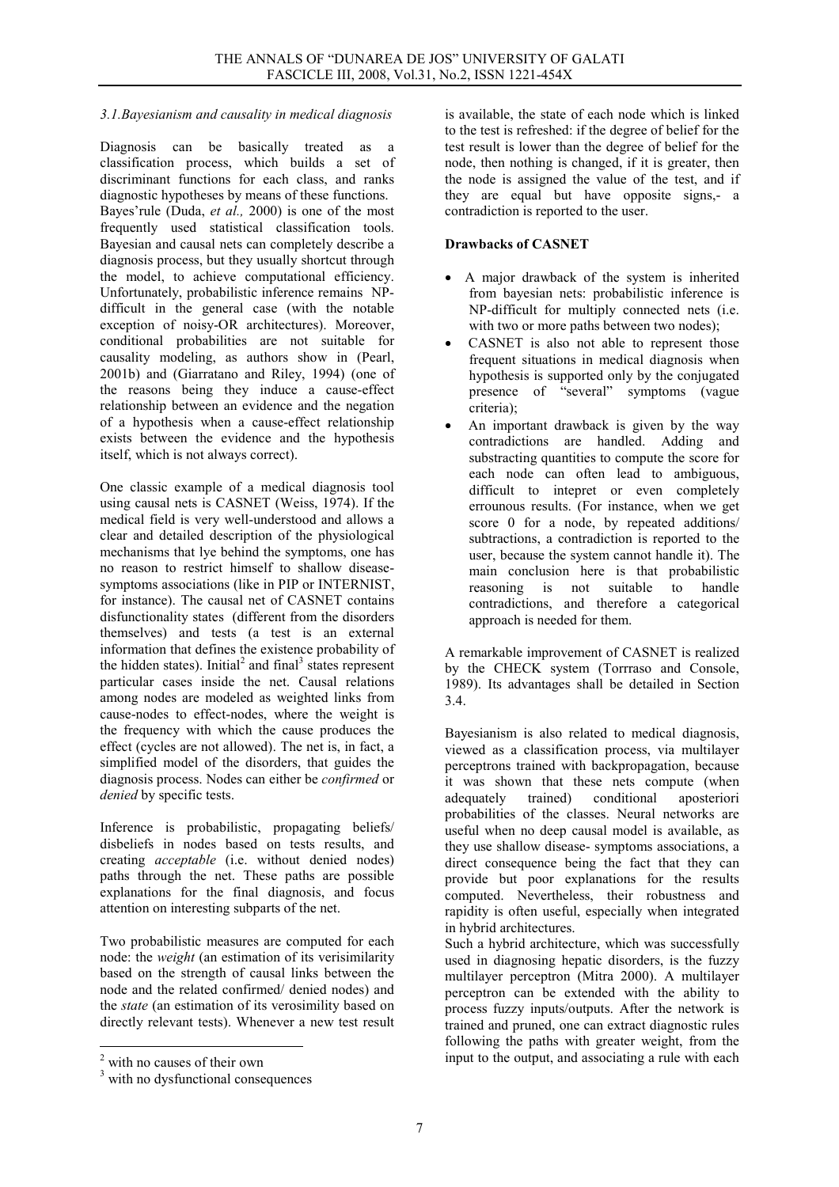*3.1.Bayesianism and causality in medical diagnosis*

Diagnosis can be basically treated as a classification process, which builds a set of discriminant functions for each class, and ranks diagnostic hypotheses by means of these functions. Bayes'rule (Duda, *et al.,* 2000) is one of the most frequently used statistical classification tools. Bayesian and causal nets can completely describe a diagnosis process, but they usually shortcut through the model, to achieve computational efficiency. Unfortunately, probabilistic inference remains NP-difficult in the general case (with the notable exception of noisy-OR architectures). Moreover, conditional probabilities are not suitable for causality modeling, as authors show in (Pearl, 2001b) and (Giarratano and Riley, 1994) (one of the reasons being they induce a cause-effect relationship between an evidence and the negation of a hypothesis when a cause-effect relationship exists between the evidence and the hypothesis itself, which is not always correct).

One classic example of a medical diagnosis tool using causal nets is CASNET (Weiss, 1974). If the medical field is very well-understood and allows a clear and detailed description of the physiological mechanisms that lye behind the symptoms, one has no reason to restrict himself to shallow disease-symptoms associations (like in PIP or INTERNIST, for instance). The causal net of CASNET contains disfunctionality states (different from the disorders themselves) and tests (a test is an external information that defines the existence probability of the hidden states). Initial[2] and final[3] states represent particular cases inside the net. Causal relations among nodes are modeled as weighted links from cause-nodes to effect-nodes, where the weight is the frequency with which the cause produces the effect (cycles are not allowed). The net is, in fact, a simplified model of the disorders, that guides the diagnosis process. Nodes can either be *confirmed* or *denied* by specific tests.

Inference is probabilistic, propagating beliefs/ disbeliefs in nodes based on tests results, and creating *acceptable* (i.e. without denied nodes) paths through the net. These paths are possible explanations for the final diagnosis, and focus attention on interesting subparts of the net.

Two probabilistic measures are computed for each node: the *weight* (an estimation of its verisimilarity based on the strength of causal links between the node and the related confirmed/ denied nodes) and the *state* (an estimation of its verosimility based on directly relevant tests). Whenever a new test result is available, the state of each node which is linked to the test is refreshed: if the degree of belief for the test result is lower than the degree of belief for the node, then nothing is changed, if it is greater, then the node is assigned the value of the test, and if they are equal but have opposite signs,- a contradiction is reported to the user.

**Drawbacks of CASNET**

- A major drawback of the system is inherited from bayesian nets: probabilistic inference is NP-difficult for multiply connected nets (i.e. with two or more paths between two nodes);
- CASNET is also not able to represent those frequent situations in medical diagnosis when hypothesis is supported only by the conjugated presence of "several" symptoms (vague criteria);
- An important drawback is given by the way contradictions are handled. Adding and substracting quantities to compute the score for each node can often lead to ambiguous, difficult to intepret or even completely errounous results. (For instance, when we get score 0 for a node, by repeated additions/ subtractions, a contradiction is reported to the user, because the system cannot handle it). The main conclusion here is that probabilistic reasoning is not suitable to handle contradictions, and therefore a categorical approach is needed for them.

A remarkable improvement of CASNET is realized by the CHECK system (Torrraso and Console, 1989). Its advantages shall be detailed in Section 3.4.

Bayesianism is also related to medical diagnosis, viewed as a classification process, via multilayer perceptrons trained with backpropagation, because it was shown that these nets compute (when adequately trained) conditional aposteriori probabilities of the classes. Neural networks are useful when no deep causal model is available, as they use shallow disease- symptoms associations, a direct consequence being the fact that they can provide but poor explanations for the results computed. Nevertheless, their robustness and rapidity is often useful, especially when integrated in hybrid architectures.
Such a hybrid architecture, which was successfully used in diagnosing hepatic disorders, is the fuzzy multilayer perceptron (Mitra 2000). A multilayer perceptron can be extended with the ability to process fuzzy inputs/outputs. After the network is trained and pruned, one can extract diagnostic rules following the paths with greater weight, from the input to the output, and associating a rule with each

[2] with no causes of their own

[3] with no dysfunctional consequences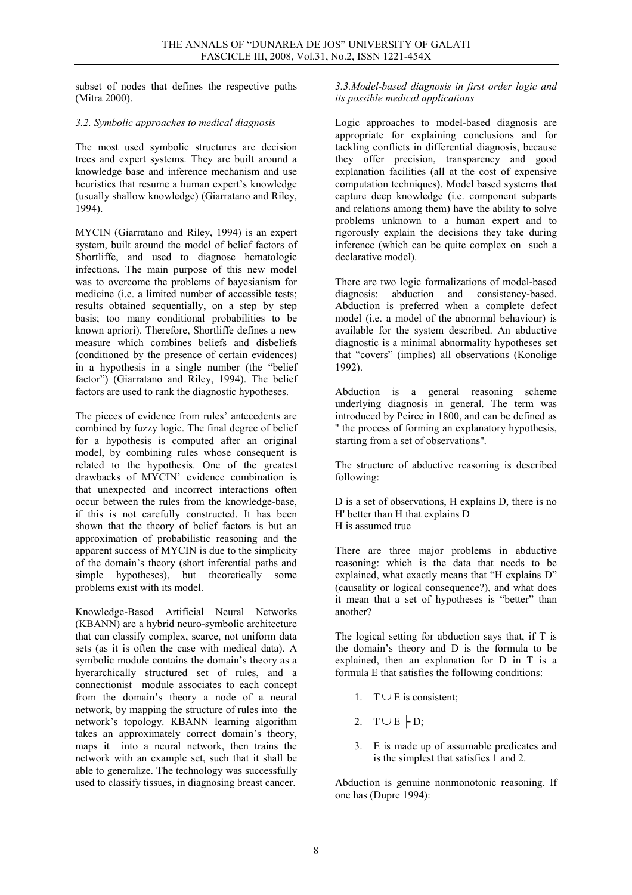subset of nodes that defines the respective paths (Mitra 2000).

### *3.2. Symbolic approaches to medical diagnosis*

The most used symbolic structures are decision trees and expert systems. They are built around a knowledge base and inference mechanism and use heuristics that resume a human expert's knowledge (usually shallow knowledge) (Giarratano and Riley, 1994).

MYCIN (Giarratano and Riley, 1994) is an expert system, built around the model of belief factors of Shortliffe, and used to diagnose hematologic infections. The main purpose of this new model was to overcome the problems of bayesianism for medicine (i.e. a limited number of accessible tests; results obtained sequentially, on a step by step basis; too many conditional probabilities to be known apriori). Therefore, Shortliffe defines a new measure which combines beliefs and disbeliefs (conditioned by the presence of certain evidences) in a hypothesis in a single number (the "belief factor") (Giarratano and Riley, 1994). The belief factors are used to rank the diagnostic hypotheses.

The pieces of evidence from rules' antecedents are combined by fuzzy logic. The final degree of belief for a hypothesis is computed after an original model, by combining rules whose consequent is related to the hypothesis. One of the greatest drawbacks of MYCIN' evidence combination is that unexpected and incorrect interactions often occur between the rules from the knowledge-base, if this is not carefully constructed. It has been shown that the theory of belief factors is but an approximation of probabilistic reasoning and the apparent success of MYCIN is due to the simplicity of the domain's theory (short inferential paths and simple hypotheses), but theoretically some problems exist with its model.

Knowledge-Based Artificial Neural Networks (KBANN) are a hybrid neuro-symbolic architecture that can classify complex, scarce, not uniform data sets (as it is often the case with medical data). A symbolic module contains the domain's theory as a hyerarchically structured set of rules, and a connectionist module associates to each concept from the domain's theory a node of a neural network, by mapping the structure of rules into the network's topology. KBANN learning algorithm takes an approximately correct domain's theory, maps it into a neural network, then trains the network with an example set, such that it shall be able to generalize. The technology was successfully used to classify tissues, in diagnosing breast cancer.

### *3.3.Model-based diagnosis in first order logic and its possible medical applications*

Logic approaches to model-based diagnosis are appropriate for explaining conclusions and for tackling conflicts in differential diagnosis, because they offer precision, transparency and good explanation facilities (all at the cost of expensive computation techniques). Model based systems that capture deep knowledge (i.e. component subparts and relations among them) have the ability to solve problems unknown to a human expert and to rigorously explain the decisions they take during inference (which can be quite complex on such a declarative model).

There are two logic formalizations of model-based diagnosis: abduction and consistency-based. Abduction is preferred when a complete defect model (i.e. a model of the abnormal behaviour) is available for the system described. An abductive diagnostic is a minimal abnormality hypotheses set that "covers" (implies) all observations (Konolige 1992).

Abduction is a general reasoning scheme underlying diagnosis in general. The term was introduced by Peirce in 1800, and can be defined as " the process of forming an explanatory hypothesis, starting from a set of observations".

The structure of abductive reasoning is described following:

<u>D is a set of observations, H explains D, there is no H' better than H that explains D</u>
H is assumed true

There are three major problems in abductive reasoning: which is the data that needs to be explained, what exactly means that "H explains D" (causality or logical consequence?), and what does it mean that a set of hypotheses is "better" than another?

The logical setting for abduction says that, if T is the domain's theory and D is the formula to be explained, then an explanation for D in T is a formula E that satisfies the following conditions:

1. $T \cup E$ is consistent;
2. $T \cup E \vdash D$;
3. E is made up of assumable predicates and is the simplest that satisfies 1 and 2.

Abduction is genuine nonmonotonic reasoning. If one has (Dupre 1994):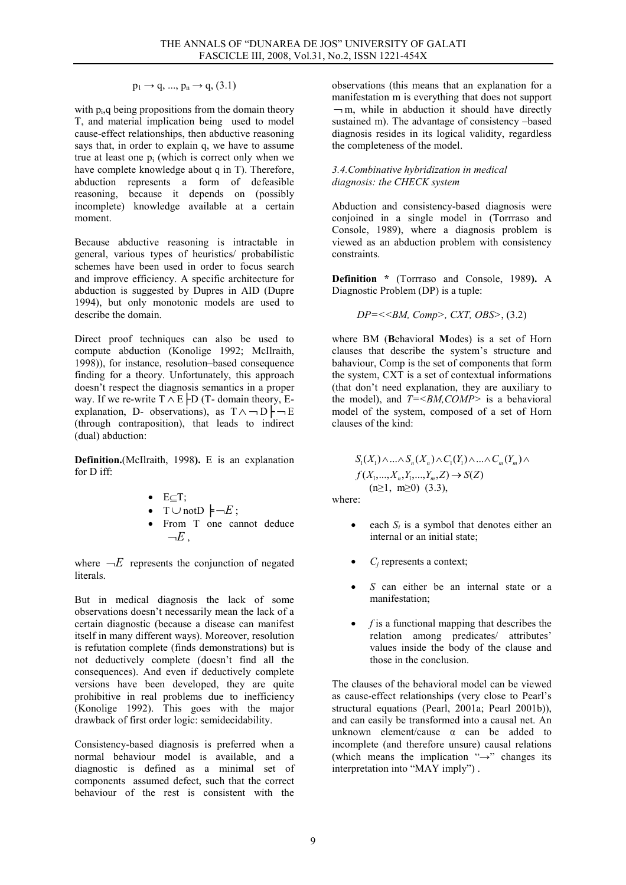$$p_1 \rightarrow q, ..., p_n \rightarrow q, (3.1)$$

with $p_i$,q being propositions from the domain theory T, and material implication being used to model cause-effect relationships, then abductive reasoning says that, in order to explain q, we have to assume true at least one $p_i$ (which is correct only when we have complete knowledge about q in T). Therefore, abduction represents a form of defeasible reasoning, because it depends on (possibly incomplete) knowledge available at a certain moment.

Because abductive reasoning is intractable in general, various types of heuristics/ probabilistic schemes have been used in order to focus search and improve efficiency. A specific architecture for abduction is suggested by Dupres in AID (Dupre 1994), but only monotonic models are used to describe the domain.

Direct proof techniques can also be used to compute abduction (Konolige 1992; McIlraith, 1998)), for instance, resolution–based consequence finding for a theory. Unfortunately, this approach doesn't respect the diagnosis semantics in a proper way. If we re-write $T \wedge E \vdash D$ (T- domain theory, E- explanation, D- observations), as $T \wedge \neg D \vdash \neg E$ (through contraposition), that leads to indirect (dual) abduction:

**Definition.**(McIlraith, 1998**).** E is an explanation for D iff:

- $E \subseteq T$;
- $T \cup \text{notD} \models \neg E$;
- From T one cannot deduce $\neg E$,

where $\neg E$ represents the conjunction of negated literals.

But in medical diagnosis the lack of some observations doesn't necessarily mean the lack of a certain diagnostic (because a disease can manifest itself in many different ways). Moreover, resolution is refutation complete (finds demonstrations) but is not deductively complete (doesn't find all the consequences). And even if deductively complete versions have been developed, they are quite prohibitive in real problems due to inefficiency (Konolige 1992). This goes with the major drawback of first order logic: semidecidability.

Consistency-based diagnosis is preferred when a normal behaviour model is available, and a diagnostic is defined as a minimal set of components assumed defect, such that the correct behaviour of the rest is consistent with the observations (this means that an explanation for a manifestation m is everything that does not support $\neg$m, while in abduction it should have directly sustained m). The advantage of consistency –based diagnosis resides in its logical validity, regardless the completeness of the model.

### *3.4.Combinative hybridization in medical diagnosis: the CHECK system*

Abduction and consistency-based diagnosis were conjoined in a single model in (Torrraso and Console, 1989), where a diagnosis problem is viewed as an abduction problem with consistency constraints.

**Definition \*** (Torrraso and Console, 1989**).** A Diagnostic Problem (DP) is a tuple:

$$DP=<<BM, Comp>, CXT, OBS>, (3.2)$$

where BM (**B**ehavioral **M**odes) is a set of Horn clauses that describe the system's structure and bahaviour, Comp is the set of components that form the system, CXT is a set of contextual informations (that don't need explanation, they are auxiliary to the model), and *T=<BM,COMP>* is a behavioral model of the system, composed of a set of Horn clauses of the kind:

$$S_1(X_1) \wedge ... \wedge S_n(X_n) \wedge C_1(Y_1) \wedge ... \wedge C_m(Y_m) \wedge$$
$$f(X_1,...,X_n,Y_1,...,Y_m,Z) \rightarrow S(Z)$$
$$(n \geq 1,\ m \geq 0)\ (3.3),$$

where:

- each $S_i$ is a symbol that denotes either an internal or an initial state;
- $C_j$ represents a context;
- *S* can either be an internal state or a manifestation;
- *f* is a functional mapping that describes the relation among predicates/ attributes' values inside the body of the clause and those in the conclusion.

The clauses of the behavioral model can be viewed as cause-effect relationships (very close to Pearl's structural equations (Pearl, 2001a; Pearl 2001b)), and can easily be transformed into a causal net. An unknown element/cause α can be added to incomplete (and therefore unsure) causal relations (which means the implication "→" changes its interpretation into "MAY imply") .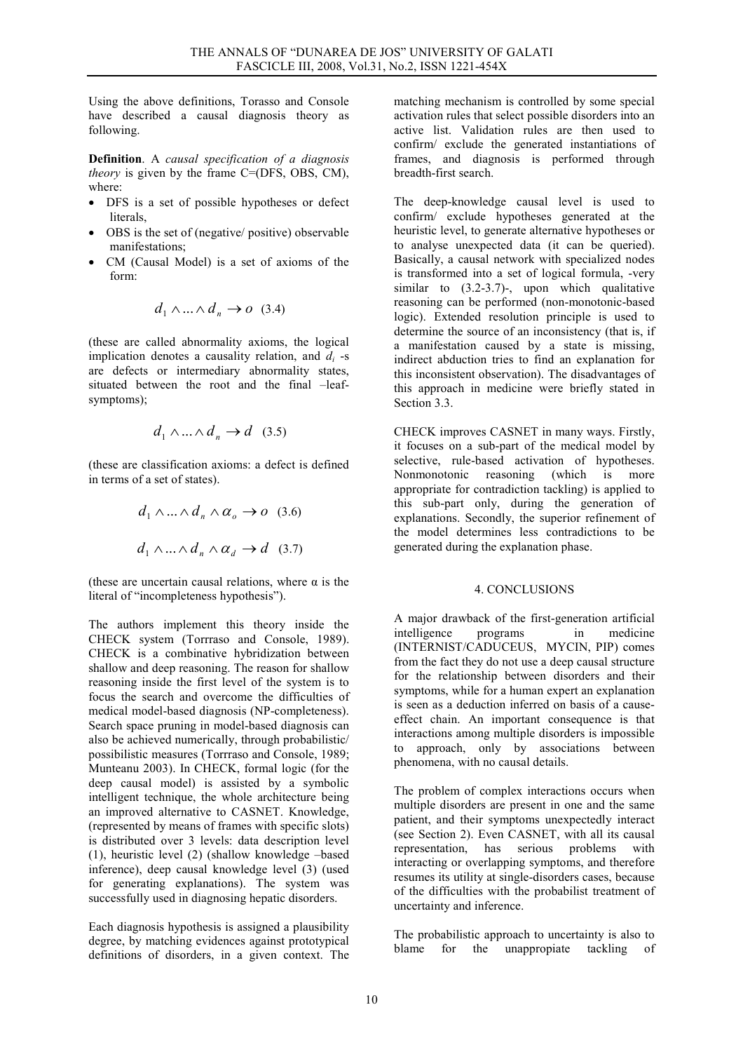Using the above definitions, Torasso and Console have described a causal diagnosis theory as following.

**Definition**. A *causal specification of a diagnosis theory* is given by the frame C=(DFS, OBS, CM), where:

- DFS is a set of possible hypotheses or defect literals,
- OBS is the set of (negative/ positive) observable manifestations;
- CM (Causal Model) is a set of axioms of the form:

$$d_1 \wedge ... \wedge d_n \rightarrow o \quad (3.4)$$

(these are called abnormality axioms, the logical implication denotes a causality relation, and $d_i$ -s are defects or intermediary abnormality states, situated between the root and the final –leaf-symptoms);

$$d_1 \wedge ... \wedge d_n \rightarrow d \quad (3.5)$$

(these are classification axioms: a defect is defined in terms of a set of states).

$$d_1 \wedge ... \wedge d_n \wedge \alpha_o \rightarrow o \quad (3.6)$$

$$d_1 \wedge ... \wedge d_n \wedge \alpha_d \rightarrow d \quad (3.7)$$

(these are uncertain causal relations, where $\alpha$ is the literal of "incompleteness hypothesis").

The authors implement this theory inside the CHECK system (Torrraso and Console, 1989). CHECK is a combinative hybridization between shallow and deep reasoning. The reason for shallow reasoning inside the first level of the system is to focus the search and overcome the difficulties of medical model-based diagnosis (NP-completeness). Search space pruning in model-based diagnosis can also be achieved numerically, through probabilistic/ possibilistic measures (Torrraso and Console, 1989; Munteanu 2003). In CHECK, formal logic (for the deep causal model) is assisted by a symbolic intelligent technique, the whole architecture being an improved alternative to CASNET. Knowledge, (represented by means of frames with specific slots) is distributed over 3 levels: data description level (1), heuristic level (2) (shallow knowledge –based inference), deep causal knowledge level (3) (used for generating explanations). The system was successfully used in diagnosing hepatic disorders.

Each diagnosis hypothesis is assigned a plausibility degree, by matching evidences against prototypical definitions of disorders, in a given context. The matching mechanism is controlled by some special activation rules that select possible disorders into an active list. Validation rules are then used to confirm/ exclude the generated instantiations of frames, and diagnosis is performed through breadth-first search.

The deep-knowledge causal level is used to confirm/ exclude hypotheses generated at the heuristic level, to generate alternative hypotheses or to analyse unexpected data (it can be queried). Basically, a causal network with specialized nodes is transformed into a set of logical formula, -very similar to (3.2-3.7)-, upon which qualitative reasoning can be performed (non-monotonic-based logic). Extended resolution principle is used to determine the source of an inconsistency (that is, if a manifestation caused by a state is missing, indirect abduction tries to find an explanation for this inconsistent observation). The disadvantages of this approach in medicine were briefly stated in Section 3.3.

CHECK improves CASNET in many ways. Firstly, it focuses on a sub-part of the medical model by selective, rule-based activation of hypotheses. Nonmonotonic reasoning (which is more appropriate for contradiction tackling) is applied to this sub-part only, during the generation of explanations. Secondly, the superior refinement of the model determines less contradictions to be generated during the explanation phase.

## 4. CONCLUSIONS

A major drawback of the first-generation artificial intelligence programs in medicine (INTERNIST/CADUCEUS, MYCIN, PIP) comes from the fact they do not use a deep causal structure for the relationship between disorders and their symptoms, while for a human expert an explanation is seen as a deduction inferred on basis of a cause-effect chain. An important consequence is that interactions among multiple disorders is impossible to approach, only by associations between phenomena, with no causal details.

The problem of complex interactions occurs when multiple disorders are present in one and the same patient, and their symptoms unexpectedly interact (see Section 2). Even CASNET, with all its causal representation, has serious problems with interacting or overlapping symptoms, and therefore resumes its utility at single-disorders cases, because of the difficulties with the probabilist treatment of uncertainty and inference.

The probabilistic approach to uncertainty is also to blame for the unappropiate tackling of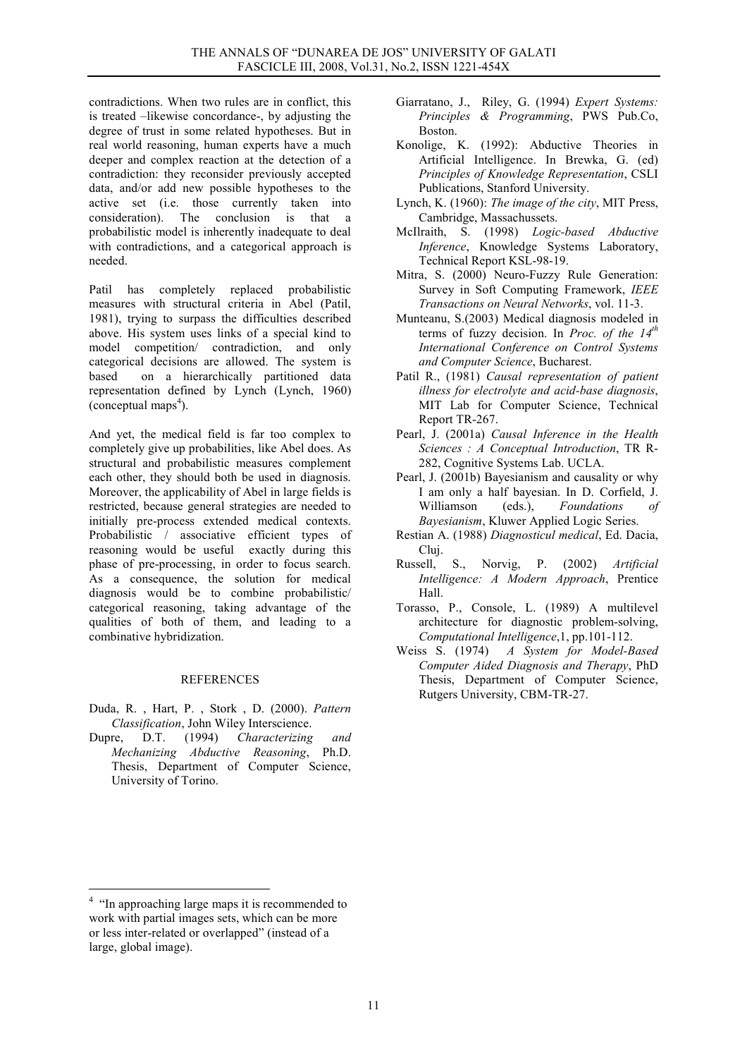contradictions. When two rules are in conflict, this is treated –likewise concordance-, by adjusting the degree of trust in some related hypotheses. But in real world reasoning, human experts have a much deeper and complex reaction at the detection of a contradiction: they reconsider previously accepted data, and/or add new possible hypotheses to the active set (i.e. those currently taken into consideration). The conclusion is that a probabilistic model is inherently inadequate to deal with contradictions, and a categorical approach is needed.

Patil has completely replaced probabilistic measures with structural criteria in Abel (Patil, 1981), trying to surpass the difficulties described above. His system uses links of a special kind to model competition/ contradiction, and only categorical decisions are allowed. The system is based on a hierarchically partitioned data representation defined by Lynch (Lynch, 1960) (conceptual maps[4]).

And yet, the medical field is far too complex to completely give up probabilities, like Abel does. As structural and probabilistic measures complement each other, they should both be used in diagnosis. Moreover, the applicability of Abel in large fields is restricted, because general strategies are needed to initially pre-process extended medical contexts. Probabilistic / associative efficient types of reasoning would be useful exactly during this phase of pre-processing, in order to focus search. As a consequence, the solution for medical diagnosis would be to combine probabilistic/ categorical reasoning, taking advantage of the qualities of both of them, and leading to a combinative hybridization.

## REFERENCES

Duda, R. , Hart, P. , Stork , D. (2000). *Pattern Classification*, John Wiley Interscience.

Dupre, D.T. (1994) *Characterizing and Mechanizing Abductive Reasoning*, Ph.D. Thesis, Department of Computer Science, University of Torino.

Giarratano, J., Riley, G. (1994) *Expert Systems: Principles & Programming*, PWS Pub.Co, Boston.

Konolige, K. (1992): Abductive Theories in Artificial Intelligence. In Brewka, G. (ed) *Principles of Knowledge Representation*, CSLI Publications, Stanford University.

Lynch, K. (1960): *The image of the city*, MIT Press, Cambridge, Massachussets.

McIlraith, S. (1998) *Logic-based Abductive Inference*, Knowledge Systems Laboratory, Technical Report KSL-98-19.

Mitra, S. (2000) Neuro-Fuzzy Rule Generation: Survey in Soft Computing Framework, *IEEE Transactions on Neural Networks*, vol. 11-3.

Munteanu, S.(2003) Medical diagnosis modeled in terms of fuzzy decision. In *Proc. of the 14th International Conference on Control Systems and Computer Science*, Bucharest.

Patil R., (1981) *Causal representation of patient illness for electrolyte and acid-base diagnosis*, MIT Lab for Computer Science, Technical Report TR-267.

Pearl, J. (2001a) *Causal Inference in the Health Sciences : A Conceptual Introduction*, TR R-282, Cognitive Systems Lab. UCLA.

Pearl, J. (2001b) Bayesianism and causality or why I am only a half bayesian. In D. Corfield, J. Williamson (eds.), *Foundations of Bayesianism*, Kluwer Applied Logic Series.

Restian A. (1988) *Diagnosticul medical*, Ed. Dacia, Cluj.

Russell, S., Norvig, P. (2002) *Artificial Intelligence: A Modern Approach*, Prentice Hall.

Torasso, P., Console, L. (1989) A multilevel architecture for diagnostic problem-solving, *Computational Intelligence*,1, pp.101-112.

Weiss S. (1974) *A System for Model-Based Computer Aided Diagnosis and Therapy*, PhD Thesis, Department of Computer Science, Rutgers University, CBM-TR-27.

---

[4] "In approaching large maps it is recommended to work with partial images sets, which can be more or less inter-related or overlapped" (instead of a large, global image).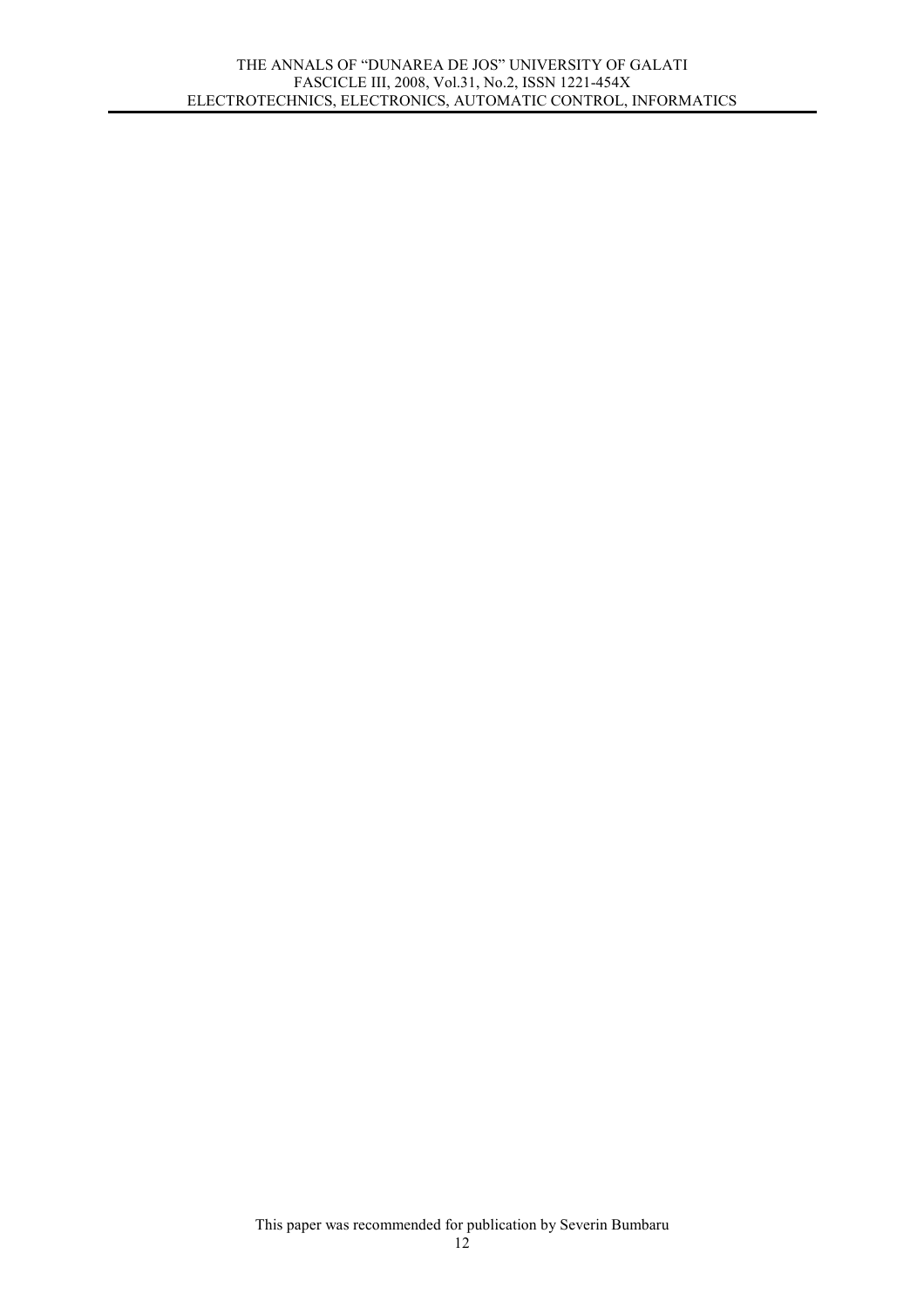This paper was recommended for publication by Severin Bumbaru